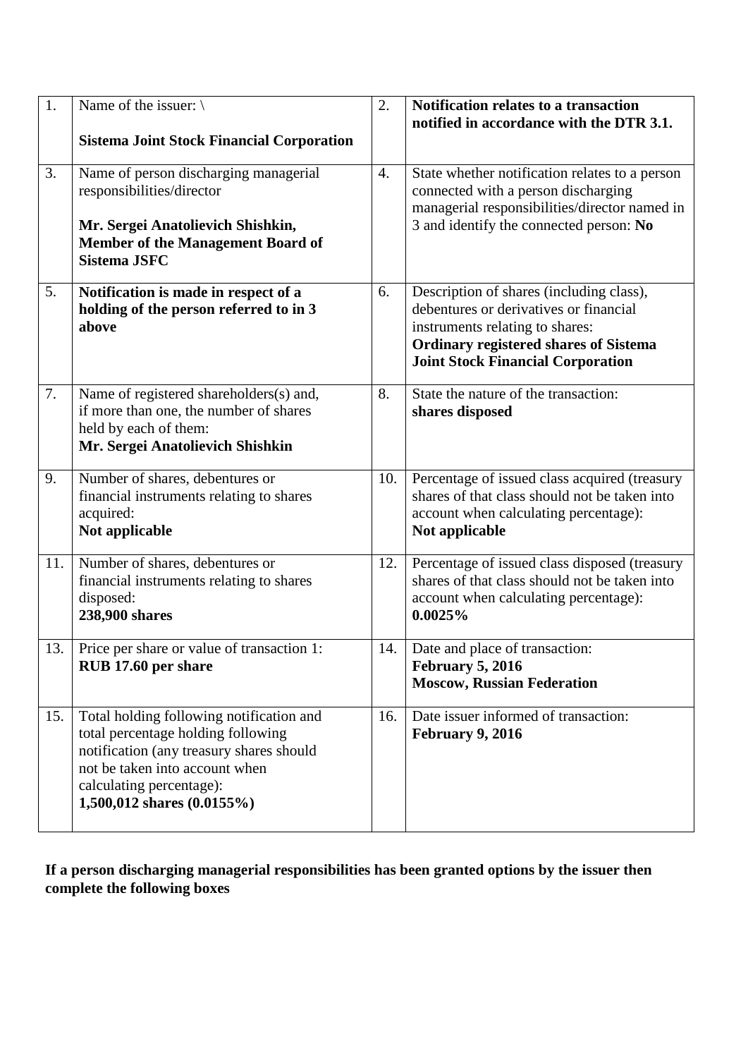| 1. | Name of the issuer: \<br><br>**Sistema Joint Stock Financial Corporation** | 2. | **Notification relates to a transaction notified in accordance with the DTR 3.1.** |
|---|---|---|---|
| 3. | Name of person discharging managerial responsibilities/director<br><br>**Mr. Sergei Anatolievich Shishkin, Member of the Management Board of Sistema JSFC** | 4. | State whether notification relates to a person connected with a person discharging managerial responsibilities/director named in 3 and identify the connected person: **No** |
| 5. | **Notification is made in respect of a holding of the person referred to in 3 above** | 6. | Description of shares (including class), debentures or derivatives or financial instruments relating to shares:<br>**Ordinary registered shares of Sistema Joint Stock Financial Corporation** |
| 7. | Name of registered shareholders(s) and, if more than one, the number of shares held by each of them:<br>**Mr. Sergei Anatolievich Shishkin** | 8. | State the nature of the transaction:<br>**shares disposed** |
| 9. | Number of shares, debentures or financial instruments relating to shares acquired:<br>**Not applicable** | 10. | Percentage of issued class acquired (treasury shares of that class should not be taken into account when calculating percentage):<br>**Not applicable** |
| 11. | Number of shares, debentures or financial instruments relating to shares disposed:<br>**238,900 shares** | 12. | Percentage of issued class disposed (treasury shares of that class should not be taken into account when calculating percentage):<br>**0.0025%** |
| 13. | Price per share or value of transaction 1:<br>**RUB 17.60 per share** | 14. | Date and place of transaction:<br>**February 5, 2016**<br>**Moscow, Russian Federation** |
| 15. | Total holding following notification and total percentage holding following notification (any treasury shares should not be taken into account when calculating percentage):<br>**1,500,012 shares (0.0155%)** | 16. | Date issuer informed of transaction:<br>**February 9, 2016** |

**If a person discharging managerial responsibilities has been granted options by the issuer then complete the following boxes**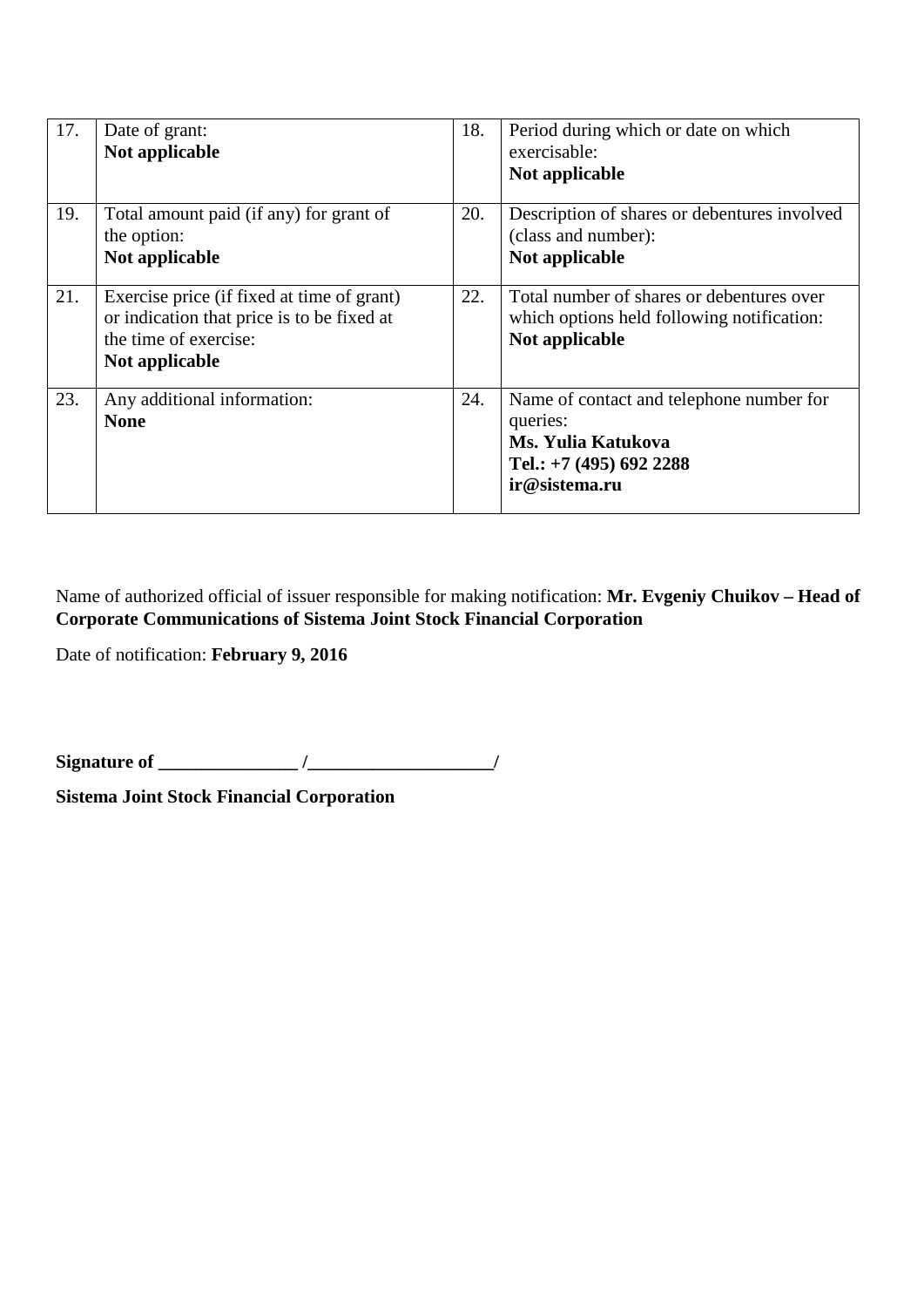| | | | |
|---|---|---|---|
| 17. | Date of grant: **Not applicable** | 18. | Period during which or date on which exercisable: **Not applicable** |
| 19. | Total amount paid (if any) for grant of the option: **Not applicable** | 20. | Description of shares or debentures involved (class and number): **Not applicable** |
| 21. | Exercise price (if fixed at time of grant) or indication that price is to be fixed at the time of exercise: **Not applicable** | 22. | Total number of shares or debentures over which options held following notification: **Not applicable** |
| 23. | Any additional information: **None** | 24. | Name of contact and telephone number for queries: **Ms. Yulia Katukova** **Tel.: +7 (495) 692 2288** **ir@sistema.ru** |

Name of authorized official of issuer responsible for making notification: **Mr. Evgeniy Chuikov – Head of Corporate Communications of Sistema Joint Stock Financial Corporation**

Date of notification: **February 9, 2016**

**Signature of _______________ /____________________/**

**Sistema Joint Stock Financial Corporation**